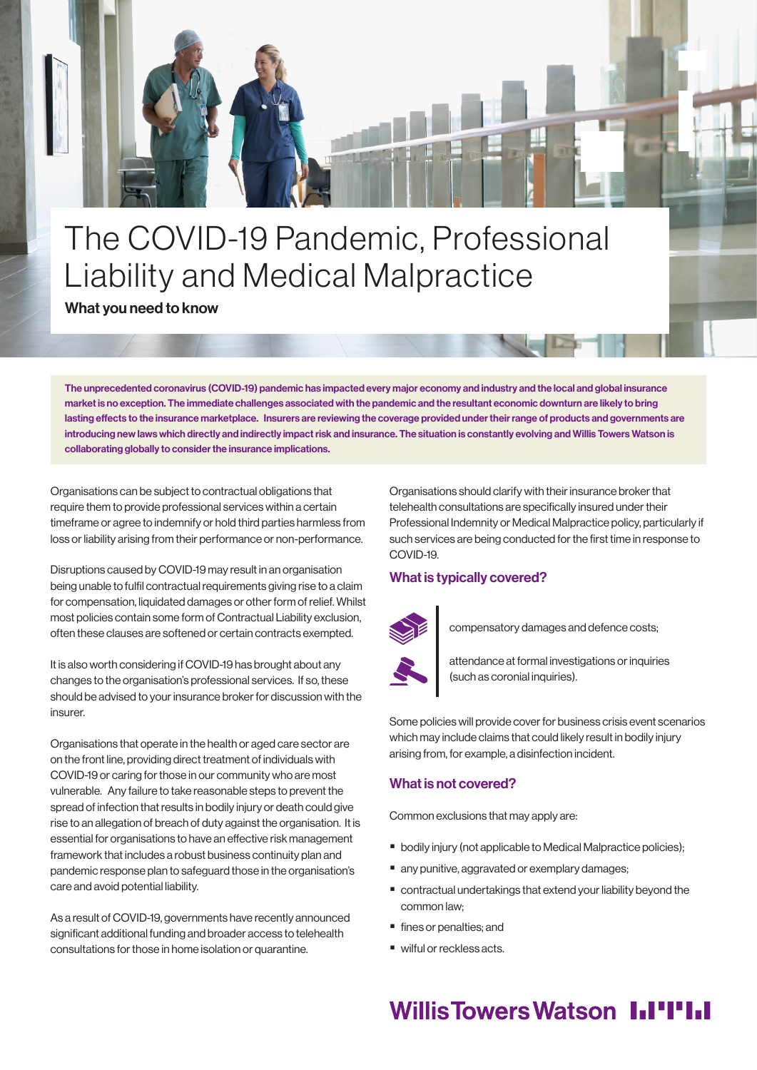# The COVID-19 Pandemic, Professional Liability and Medical Malpractice

**What you need to know**

**The unprecedented coronavirus (COVID-19) pandemic has impacted every major economy and industry and the local and global insurance market is no exception. The immediate challenges associated with the pandemic and the resultant economic downturn are likely to bring lasting effects to the insurance marketplace. Insurers are reviewing the coverage provided under their range of products and governments are introducing new laws which directly and indirectly impact risk and insurance. The situation is constantly evolving and Willis Towers Watson is collaborating globally to consider the insurance implications.**

Organisations can be subject to contractual obligations that require them to provide professional services within a certain timeframe or agree to indemnify or hold third parties harmless from loss or liability arising from their performance or non-performance.

Disruptions caused by COVID-19 may result in an organisation being unable to fulfil contractual requirements giving rise to a claim for compensation, liquidated damages or other form of relief. Whilst most policies contain some form of Contractual Liability exclusion, often these clauses are softened or certain contracts exempted.

It is also worth considering if COVID-19 has brought about any changes to the organisation's professional services. If so, these should be advised to your insurance broker for discussion with the insurer.

Organisations that operate in the health or aged care sector are on the front line, providing direct treatment of individuals with COVID-19 or caring for those in our community who are most vulnerable. Any failure to take reasonable steps to prevent the spread of infection that results in bodily injury or death could give rise to an allegation of breach of duty against the organisation. It is essential for organisations to have an effective risk management framework that includes a robust business continuity plan and pandemic response plan to safeguard those in the organisation's care and avoid potential liability.

As a result of COVID-19, governments have recently announced significant additional funding and broader access to telehealth consultations for those in home isolation or quarantine.

Organisations should clarify with their insurance broker that telehealth consultations are specifically insured under their Professional Indemnity or Medical Malpractice policy, particularly if such services are being conducted for the first time in response to COVID-19.

## What is typically covered?

- compensatory damages and defence costs;
- attendance at formal investigations or inquiries (such as coronial inquiries).

Some policies will provide cover for business crisis event scenarios which may include claims that could likely result in bodily injury arising from, for example, a disinfection incident.

## What is not covered?

Common exclusions that may apply are:

- bodily injury (not applicable to Medical Malpractice policies);
- any punitive, aggravated or exemplary damages;
- contractual undertakings that extend your liability beyond the common law;
- fines or penalties; and
- wilful or reckless acts.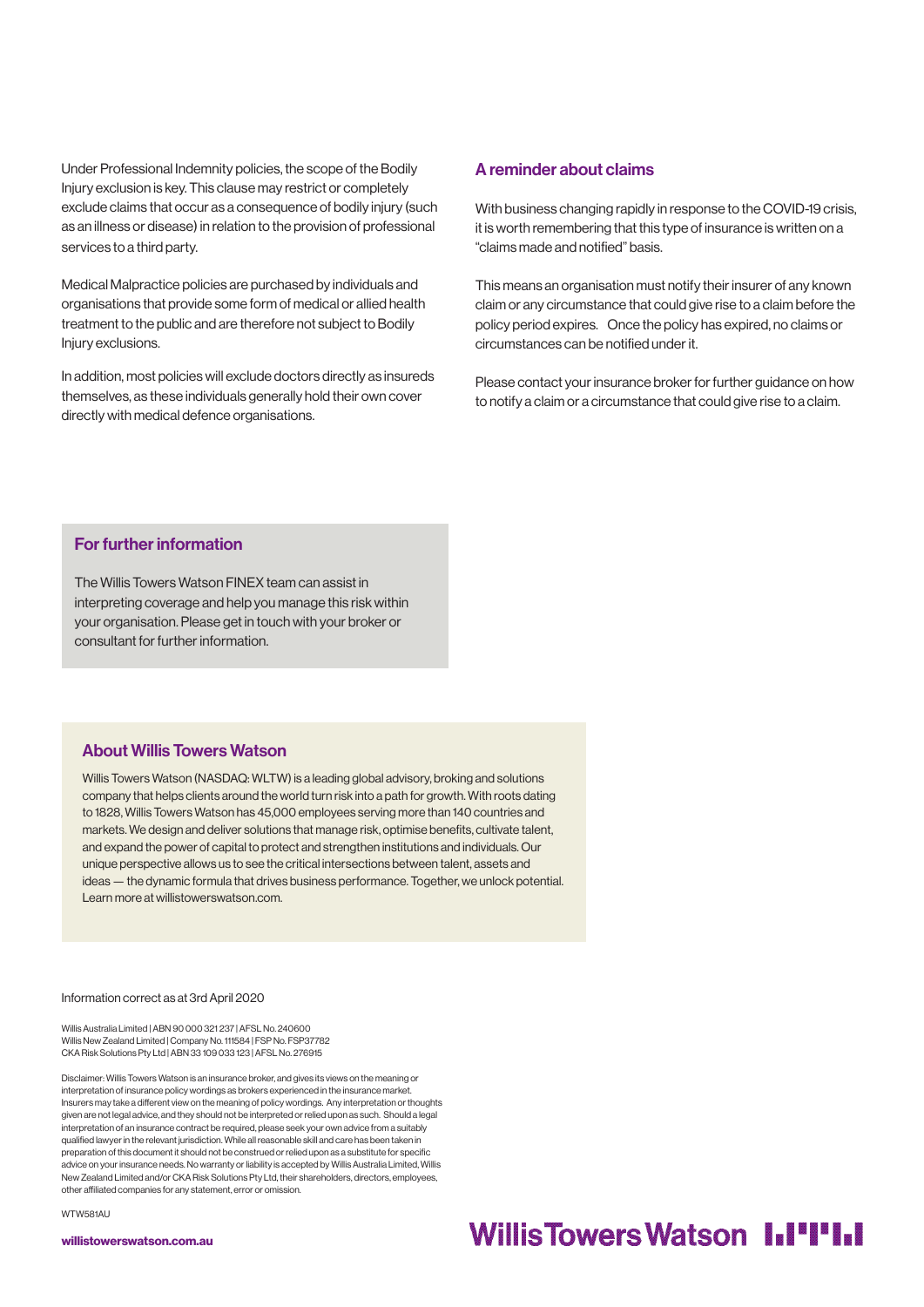Under Professional Indemnity policies, the scope of the Bodily Injury exclusion is key. This clause may restrict or completely exclude claims that occur as a consequence of bodily injury (such as an illness or disease) in relation to the provision of professional services to a third party.

Medical Malpractice policies are purchased by individuals and organisations that provide some form of medical or allied health treatment to the public and are therefore not subject to Bodily Injury exclusions.

In addition, most policies will exclude doctors directly as insureds themselves, as these individuals generally hold their own cover directly with medical defence organisations.

## A reminder about claims

With business changing rapidly in response to the COVID-19 crisis, it is worth remembering that this type of insurance is written on a "claims made and notified" basis.

This means an organisation must notify their insurer of any known claim or any circumstance that could give rise to a claim before the policy period expires. Once the policy has expired, no claims or circumstances can be notified under it.

Please contact your insurance broker for further guidance on how to notify a claim or a circumstance that could give rise to a claim.

## For further information

The Willis Towers Watson FINEX team can assist in interpreting coverage and help you manage this risk within your organisation. Please get in touch with your broker or consultant for further information.

## About Willis Towers Watson

Willis Towers Watson (NASDAQ: WLTW) is a leading global advisory, broking and solutions company that helps clients around the world turn risk into a path for growth. With roots dating to 1828, Willis Towers Watson has 45,000 employees serving more than 140 countries and markets. We design and deliver solutions that manage risk, optimise benefits, cultivate talent, and expand the power of capital to protect and strengthen institutions and individuals. Our unique perspective allows us to see the critical intersections between talent, assets and ideas — the dynamic formula that drives business performance. Together, we unlock potential. Learn more at willistowerswatson.com.

Information correct as at 3rd April 2020

Willis Australia Limited | ABN 90 000 321 237 | AFSL No. 240600
Willis New Zealand Limited | Company No. 111584 | FSP No. FSP37782
CKA Risk Solutions Pty Ltd | ABN 33 109 033 123 | AFSL No. 276915

Disclaimer: Willis Towers Watson is an insurance broker, and gives its views on the meaning or interpretation of insurance policy wordings as brokers experienced in the insurance market. Insurers may take a different view on the meaning of policy wordings. Any interpretation or thoughts given are not legal advice, and they should not be interpreted or relied upon as such. Should a legal interpretation of an insurance contract be required, please seek your own advice from a suitably qualified lawyer in the relevant jurisdiction. While all reasonable skill and care has been taken in preparation of this document it should not be construed or relied upon as a substitute for specific advice on your insurance needs. No warranty or liability is accepted by Willis Australia Limited, Willis New Zealand Limited and/or CKA Risk Solutions Pty Ltd, their shareholders, directors, employees, other affiliated companies for any statement, error or omission.

WTW581AU

willistowerswatson.com.au

Willis Towers Watson